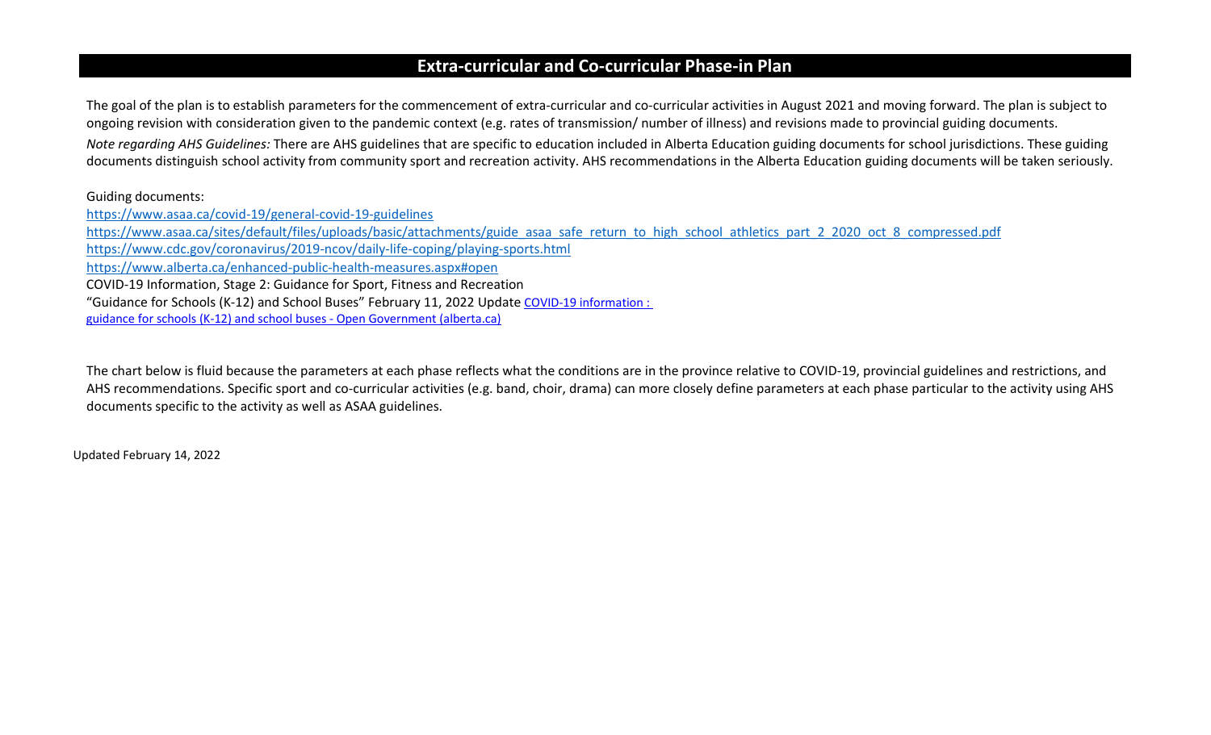# Extra-curricular and Co-curricular Phase-in Plan

The goal of the plan is to establish parameters for the commencement of extra-curricular and co-curricular activities in August 2021 and moving forward. The plan is subject to ongoing revision with consideration given to the pandemic context (e.g. rates of transmission/ number of illness) and revisions made to provincial guiding documents.

*Note regarding AHS Guidelines:* There are AHS guidelines that are specific to education included in Alberta Education guiding documents for school jurisdictions. These guiding documents distinguish school activity from community sport and recreation activity. AHS recommendations in the Alberta Education guiding documents will be taken seriously.

Guiding documents:

https://www.asaa.ca/covid-19/general-covid-19-guidelines

https://www.asaa.ca/sites/default/files/uploads/basic/attachments/guide_asaa_safe_return_to_high_school_athletics_part_2_2020_oct_8_compressed.pdf

https://www.cdc.gov/coronavirus/2019-ncov/daily-life-coping/playing-sports.html

https://www.alberta.ca/enhanced-public-health-measures.aspx#open

COVID-19 Information, Stage 2: Guidance for Sport, Fitness and Recreation

"Guidance for Schools (K-12) and School Buses" February 11, 2022 Update COVID-19 information : guidance for schools (K-12) and school buses - Open Government (alberta.ca)

The chart below is fluid because the parameters at each phase reflects what the conditions are in the province relative to COVID-19, provincial guidelines and restrictions, and AHS recommendations. Specific sport and co-curricular activities (e.g. band, choir, drama) can more closely define parameters at each phase particular to the activity using AHS documents specific to the activity as well as ASAA guidelines.

Updated February 14, 2022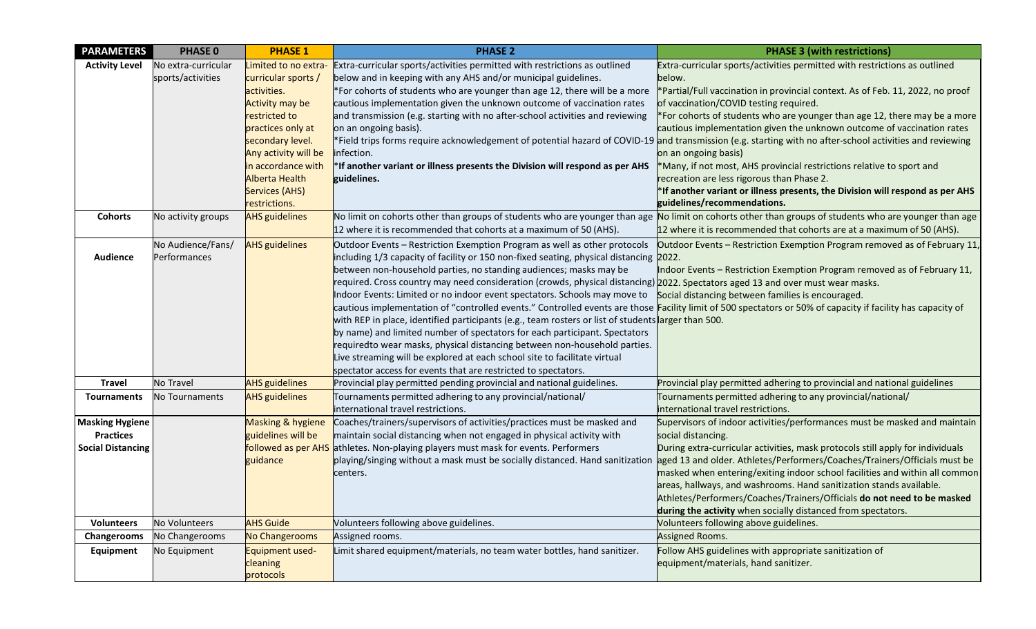| PARAMETERS | PHASE 0 | PHASE 1 | PHASE 2 | PHASE 3 (with restrictions) |
|---|---|---|---|---|
| **Activity Level** | No extra-curricular sports/activities | Limited to no extra-curricular sports / activities. Activity may be restricted to practices only at secondary level. Any activity will be in accordance with Alberta Health Services (AHS) restrictions. | Extra-curricular sports/activities permitted with restrictions as outlined below and in keeping with any AHS and/or municipal guidelines. *For cohorts of students who are younger than age 12, there will be a more cautious implementation given the unknown outcome of vaccination rates and transmission (e.g. starting with no after-school activities and reviewing on an ongoing basis). *Field trips forms require acknowledgement of potential hazard of COVID-19 infection. ***If another variant or illness presents the Division will respond as per AHS guidelines.** | Extra-curricular sports/activities permitted with restrictions as outlined below. *Partial/Full vaccination in provincial context. As of Feb. 11, 2022, no proof of vaccination/COVID testing required. *For cohorts of students who are younger than age 12, there may be a more cautious implementation given the unknown outcome of vaccination rates and transmission (e.g. starting with no after-school activities and reviewing on an ongoing basis) *Many, if not most, AHS provincial restrictions relative to sport and recreation are less rigorous than Phase 2. ***If another variant or illness presents, the Division will respond as per AHS guidelines/recommendations.** |
| **Cohorts** | No activity groups | AHS guidelines | No limit on cohorts other than groups of students who are younger than age 12 where it is recommended that cohorts at a maximum of 50 (AHS). | No limit on cohorts other than groups of students who are younger than age 12 where it is recommended that cohorts are at a maximum of 50 (AHS). |
| **Audience** | No Audience/Fans/ Performances | AHS guidelines | Outdoor Events – Restriction Exemption Program as well as other protocols including 1/3 capacity of facility or 150 non-fixed seating, physical distancing between non-household parties, no standing audiences; masks may be required. Cross country may need consideration (crowds, physical distancing) Indoor Events: Limited or no indoor event spectators. Schools may move to cautious implementation of "controlled events." Controlled events are those with REP in place, identified participants (e.g., team rosters or list of students by name) and limited number of spectators for each participant. Spectators requiredto wear masks, physical distancing between non-household parties. Live streaming will be explored at each school site to facilitate virtual spectator access for events that are restricted to spectators. | Outdoor Events – Restriction Exemption Program removed as of February 11, 2022. Indoor Events – Restriction Exemption Program removed as of February 11, 2022. Spectators aged 13 and over must wear masks. Social distancing between families is encouraged. Facility limit of 500 spectators or 50% of capacity if facility has capacity of larger than 500. |
| **Travel** | No Travel | AHS guidelines | Provincial play permitted pending provincial and national guidelines. | Provincial play permitted adhering to provincial and national guidelines |
| **Tournaments** | No Tournaments | AHS guidelines | Tournaments permitted adhering to any provincial/national/ international travel restrictions. | Tournaments permitted adhering to any provincial/national/ international travel restrictions. |
| **Masking Hygiene Practices Social Distancing** | | Masking & hygiene guidelines will be followed as per AHS guidance | Coaches/trainers/supervisors of activities/practices must be masked and maintain social distancing when not engaged in physical activity with athletes. Non-playing players must mask for events. Performers playing/singing without a mask must be socially distanced. Hand sanitization centers. | Supervisors of indoor activities/performances must be masked and maintain social distancing. During extra-curricular activities, mask protocols still apply for individuals aged 13 and older. Athletes/Performers/Coaches/Trainers/Officials must be masked when entering/exiting indoor school facilities and within all common areas, hallways, and washrooms. Hand sanitization stands available. Athletes/Performers/Coaches/Trainers/Officials **do not need to be masked during the activity** when socially distanced from spectators. |
| **Volunteers** | No Volunteers | AHS Guide | Volunteers following above guidelines. | Volunteers following above guidelines. |
| **Changerooms** | No Changerooms | No Changerooms | Assigned rooms. | Assigned Rooms. |
| **Equipment** | No Equipment | Equipment used- cleaning protocols | Limit shared equipment/materials, no team water bottles, hand sanitizer. | Follow AHS guidelines with appropriate sanitization of equipment/materials, hand sanitizer. |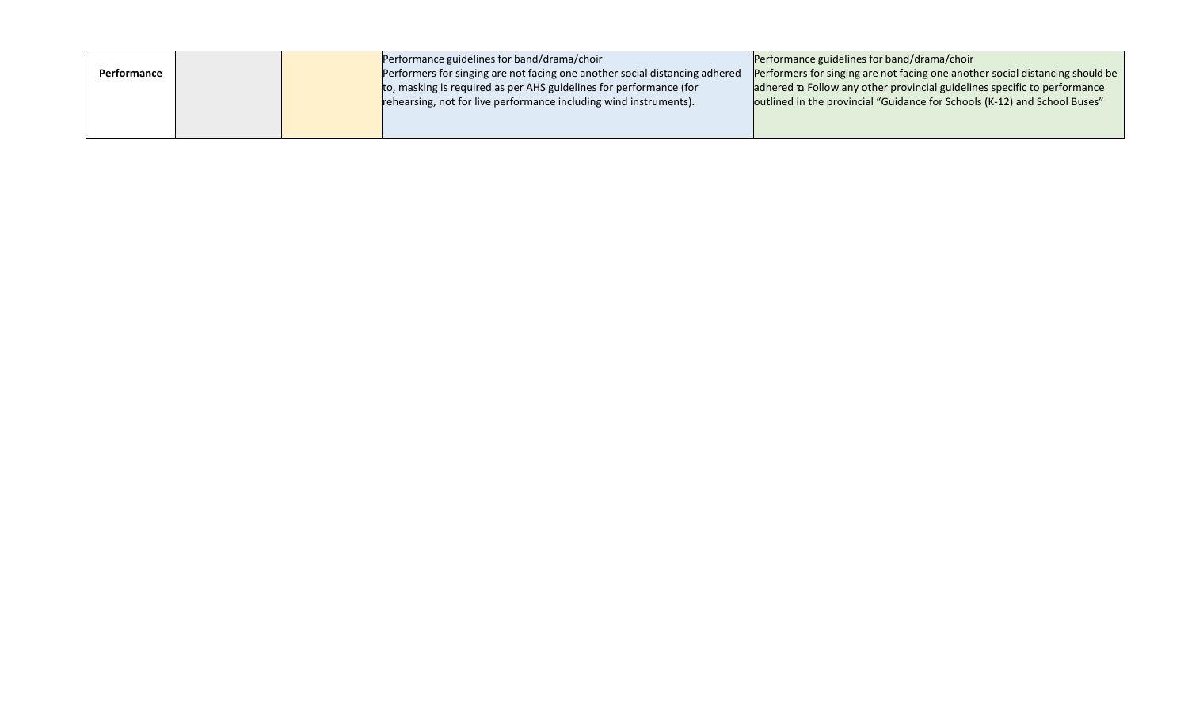| | | | | |
|---|---|---|---|---|
| **Performance** | | | Performance guidelines for band/drama/choir<br>Performers for singing are not facing one another social distancing adhered to, masking is required as per AHS guidelines for performance (for rehearsing, not for live performance including wind instruments). | Performance guidelines for band/drama/choir<br>Performers for singing are not facing one another social distancing should be adhered to. Follow any other provincial guidelines specific to performance outlined in the provincial "Guidance for Schools (K-12) and School Buses" |